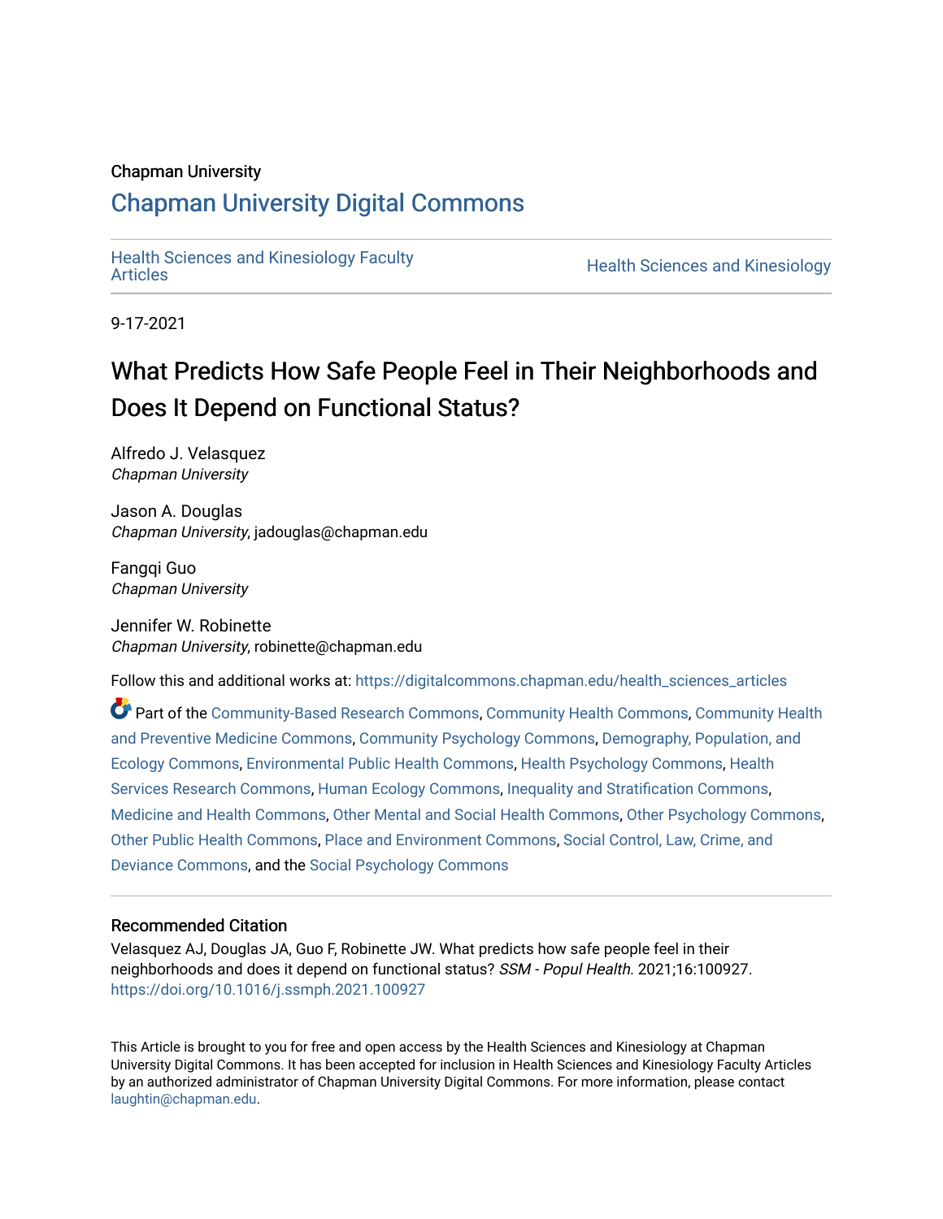Chapman University

## Chapman University Digital Commons

Health Sciences and Kinesiology Faculty Articles

Health Sciences and Kinesiology

9-17-2021

# What Predicts How Safe People Feel in Their Neighborhoods and Does It Depend on Functional Status?

Alfredo J. Velasquez
*Chapman University*

Jason A. Douglas
*Chapman University*, jadouglas@chapman.edu

Fangqi Guo
*Chapman University*

Jennifer W. Robinette
*Chapman University*, robinette@chapman.edu

Follow this and additional works at: https://digitalcommons.chapman.edu/health_sciences_articles

Part of the Community-Based Research Commons, Community Health Commons, Community Health and Preventive Medicine Commons, Community Psychology Commons, Demography, Population, and Ecology Commons, Environmental Public Health Commons, Health Psychology Commons, Health Services Research Commons, Human Ecology Commons, Inequality and Stratification Commons, Medicine and Health Commons, Other Mental and Social Health Commons, Other Psychology Commons, Other Public Health Commons, Place and Environment Commons, Social Control, Law, Crime, and Deviance Commons, and the Social Psychology Commons

### Recommended Citation

Velasquez AJ, Douglas JA, Guo F, Robinette JW. What predicts how safe people feel in their neighborhoods and does it depend on functional status? *SSM - Popul Health*. 2021;16:100927. https://doi.org/10.1016/j.ssmph.2021.100927

This Article is brought to you for free and open access by the Health Sciences and Kinesiology at Chapman University Digital Commons. It has been accepted for inclusion in Health Sciences and Kinesiology Faculty Articles by an authorized administrator of Chapman University Digital Commons. For more information, please contact laughtin@chapman.edu.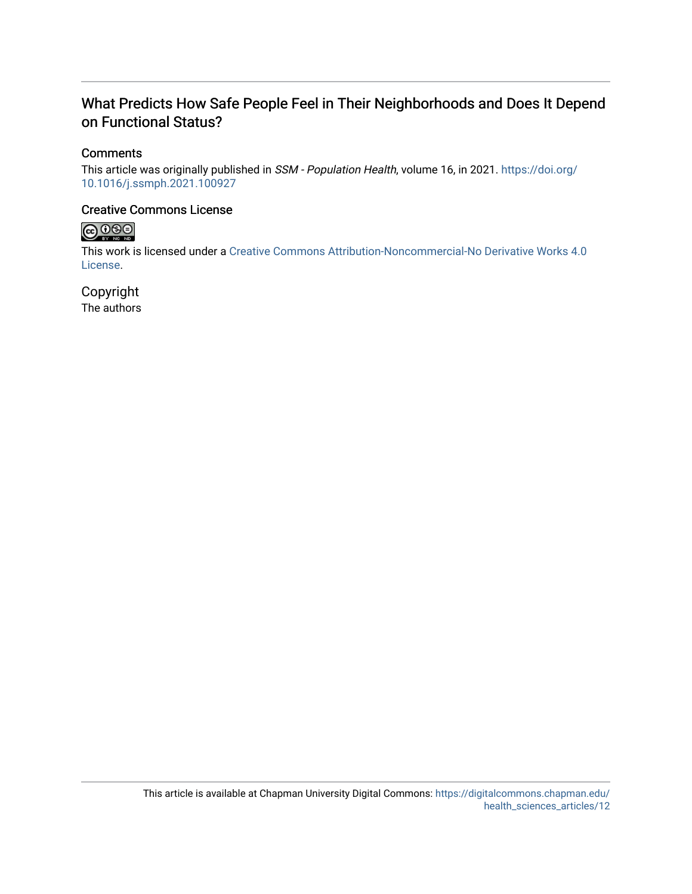# What Predicts How Safe People Feel in Their Neighborhoods and Does It Depend on Functional Status?

## Comments

This article was originally published in *SSM - Population Health*, volume 16, in 2021. https://doi.org/10.1016/j.ssmph.2021.100927

## Creative Commons License

This work is licensed under a Creative Commons Attribution-Noncommercial-No Derivative Works 4.0 License.

## Copyright

The authors

This article is available at Chapman University Digital Commons: https://digitalcommons.chapman.edu/health_sciences_articles/12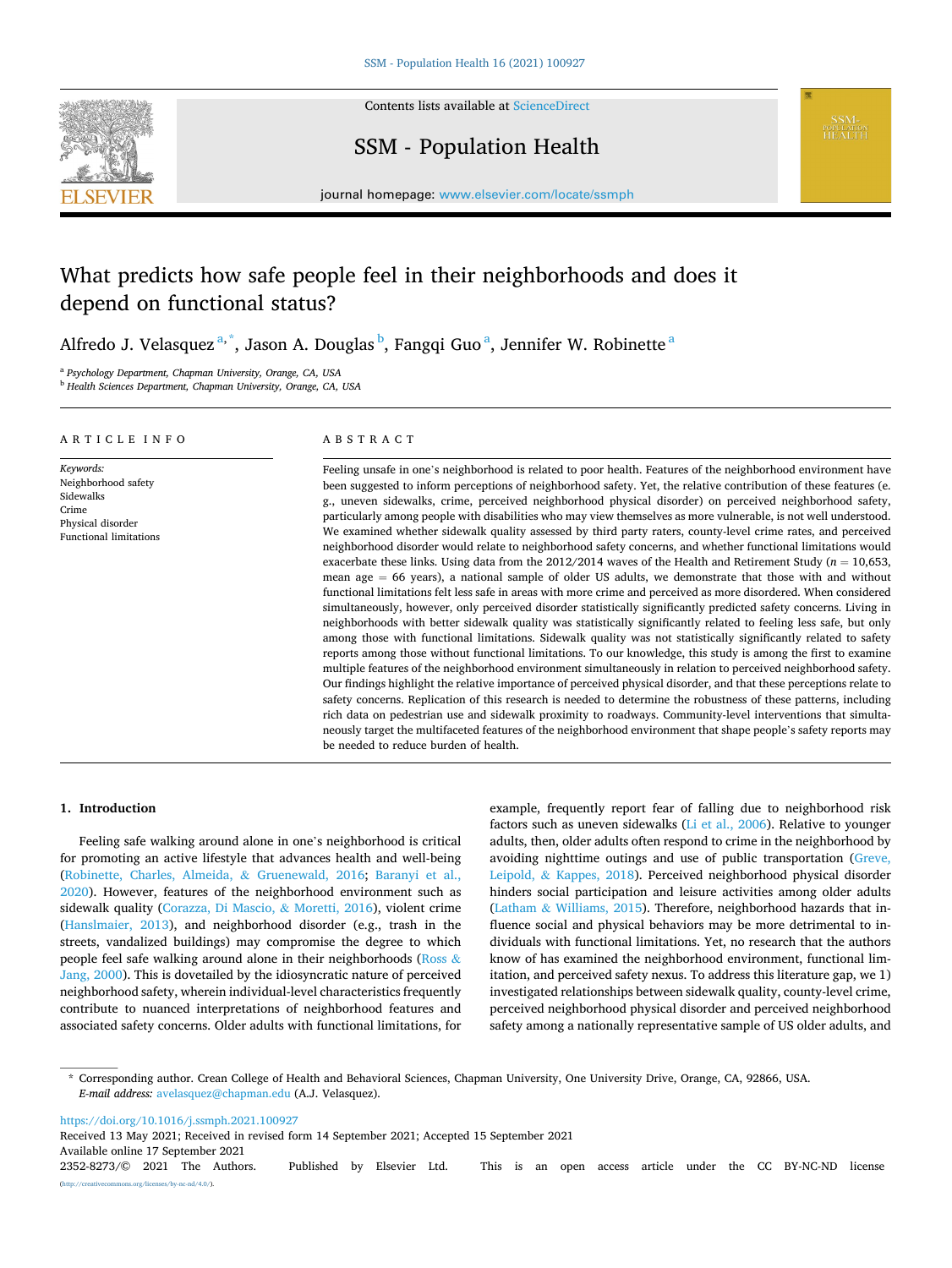# What predicts how safe people feel in their neighborhoods and does it depend on functional status?

Alfredo J. Velasquez [a,*], Jason A. Douglas [b], Fangqi Guo [a], Jennifer W. Robinette [a]

[a] Psychology Department, Chapman University, Orange, CA, USA

[b] Health Sciences Department, Chapman University, Orange, CA, USA

## ARTICLE INFO

*Keywords:*
Neighborhood safety
Sidewalks
Crime
Physical disorder
Functional limitations

## ABSTRACT

Feeling unsafe in one's neighborhood is related to poor health. Features of the neighborhood environment have been suggested to inform perceptions of neighborhood safety. Yet, the relative contribution of these features (e.g., uneven sidewalks, crime, perceived neighborhood physical disorder) on perceived neighborhood safety, particularly among people with disabilities who may view themselves as more vulnerable, is not well understood. We examined whether sidewalk quality assessed by third party raters, county-level crime rates, and perceived neighborhood disorder would relate to neighborhood safety concerns, and whether functional limitations would exacerbate these links. Using data from the 2012/2014 waves of the Health and Retirement Study ($n$ = 10,653, mean age = 66 years), a national sample of older US adults, we demonstrate that those with and without functional limitations felt less safe in areas with more crime and perceived as more disordered. When considered simultaneously, however, only perceived disorder statistically significantly predicted safety concerns. Living in neighborhoods with better sidewalk quality was statistically significantly related to feeling less safe, but only among those with functional limitations. Sidewalk quality was not statistically significantly related to safety reports among those without functional limitations. To our knowledge, this study is among the first to examine multiple features of the neighborhood environment simultaneously in relation to perceived neighborhood safety. Our findings highlight the relative importance of perceived physical disorder, and that these perceptions relate to safety concerns. Replication of this research is needed to determine the robustness of these patterns, including rich data on pedestrian use and sidewalk proximity to roadways. Community-level interventions that simultaneously target the multifaceted features of the neighborhood environment that shape people's safety reports may be needed to reduce burden of health.

## 1. Introduction

Feeling safe walking around alone in one's neighborhood is critical for promoting an active lifestyle that advances health and well-being (Robinette, Charles, Almeida, & Gruenewald, 2016; Baranyi et al., 2020). However, features of the neighborhood environment such as sidewalk quality (Corazza, Di Mascio, & Moretti, 2016), violent crime (Hanslmaier, 2013), and neighborhood disorder (e.g., trash in the streets, vandalized buildings) may compromise the degree to which people feel safe walking around alone in their neighborhoods (Ross & Jang, 2000). This is dovetailed by the idiosyncratic nature of perceived neighborhood safety, wherein individual-level characteristics frequently contribute to nuanced interpretations of neighborhood features and associated safety concerns. Older adults with functional limitations, for example, frequently report fear of falling due to neighborhood risk factors such as uneven sidewalks (Li et al., 2006). Relative to younger adults, then, older adults often respond to crime in the neighborhood by avoiding nighttime outings and use of public transportation (Greve, Leipold, & Kappes, 2018). Perceived neighborhood physical disorder hinders social participation and leisure activities among older adults (Latham & Williams, 2015). Therefore, neighborhood hazards that influence social and physical behaviors may be more detrimental to individuals with functional limitations. Yet, no research that the authors know of has examined the neighborhood environment, functional limitation, and perceived safety nexus. To address this literature gap, we 1) investigated relationships between sidewalk quality, county-level crime, perceived neighborhood physical disorder and perceived neighborhood safety among a nationally representative sample of US older adults, and

\* Corresponding author. Crean College of Health and Behavioral Sciences, Chapman University, One University Drive, Orange, CA, 92866, USA.
*E-mail address:* avelasquez@chapman.edu (A.J. Velasquez).

https://doi.org/10.1016/j.ssmph.2021.100927
Received 13 May 2021; Received in revised form 14 September 2021; Accepted 15 September 2021
Available online 17 September 2021
2352-8273/© 2021 The Authors. Published by Elsevier Ltd. This is an open access article under the CC BY-NC-ND license (http://creativecommons.org/licenses/by-nc-nd/4.0/).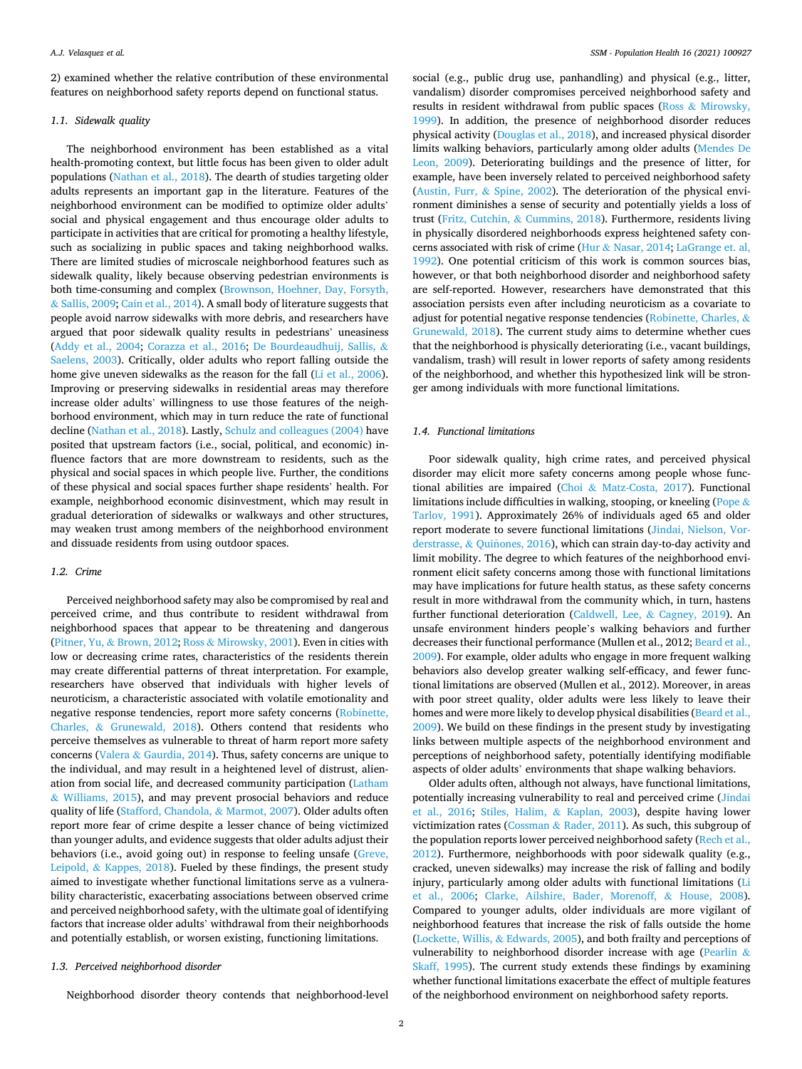2) examined whether the relative contribution of these environmental features on neighborhood safety reports depend on functional status.

### 1.1. Sidewalk quality

The neighborhood environment has been established as a vital health-promoting context, but little focus has been given to older adult populations (Nathan et al., 2018). The dearth of studies targeting older adults represents an important gap in the literature. Features of the neighborhood environment can be modified to optimize older adults' social and physical engagement and thus encourage older adults to participate in activities that are critical for promoting a healthy lifestyle, such as socializing in public spaces and taking neighborhood walks. There are limited studies of microscale neighborhood features such as sidewalk quality, likely because observing pedestrian environments is both time-consuming and complex (Brownson, Hoehner, Day, Forsyth, & Sallis, 2009; Cain et al., 2014). A small body of literature suggests that people avoid narrow sidewalks with more debris, and researchers have argued that poor sidewalk quality results in pedestrians' uneasiness (Addy et al., 2004; Corazza et al., 2016; De Bourdeaudhuij, Sallis, & Saelens, 2003). Critically, older adults who report falling outside the home give uneven sidewalks as the reason for the fall (Li et al., 2006). Improving or preserving sidewalks in residential areas may therefore increase older adults' willingness to use those features of the neighborhood environment, which may in turn reduce the rate of functional decline (Nathan et al., 2018). Lastly, Schulz and colleagues (2004) have posited that upstream factors (i.e., social, political, and economic) influence factors that are more downstream to residents, such as the physical and social spaces in which people live. Further, the conditions of these physical and social spaces further shape residents' health. For example, neighborhood economic disinvestment, which may result in gradual deterioration of sidewalks or walkways and other structures, may weaken trust among members of the neighborhood environment and dissuade residents from using outdoor spaces.

### 1.2. Crime

Perceived neighborhood safety may also be compromised by real and perceived crime, and thus contribute to resident withdrawal from neighborhood spaces that appear to be threatening and dangerous (Pitner, Yu, & Brown, 2012; Ross & Mirowsky, 2001). Even in cities with low or decreasing crime rates, characteristics of the residents therein may create differential patterns of threat interpretation. For example, researchers have observed that individuals with higher levels of neuroticism, a characteristic associated with volatile emotionality and negative response tendencies, report more safety concerns (Robinette, Charles, & Grunewald, 2018). Others contend that residents who perceive themselves as vulnerable to threat of harm report more safety concerns (Valera & Gaurdia, 2014). Thus, safety concerns are unique to the individual, and may result in a heightened level of distrust, alienation from social life, and decreased community participation (Latham & Williams, 2015), and may prevent prosocial behaviors and reduce quality of life (Stafford, Chandola, & Marmot, 2007). Older adults often report more fear of crime despite a lesser chance of being victimized than younger adults, and evidence suggests that older adults adjust their behaviors (i.e., avoid going out) in response to feeling unsafe (Greve, Leipold, & Kappes, 2018). Fueled by these findings, the present study aimed to investigate whether functional limitations serve as a vulnerability characteristic, exacerbating associations between observed crime and perceived neighborhood safety, with the ultimate goal of identifying factors that increase older adults' withdrawal from their neighborhoods and potentially establish, or worsen existing, functioning limitations.

### 1.3. Perceived neighborhood disorder

Neighborhood disorder theory contends that neighborhood-level social (e.g., public drug use, panhandling) and physical (e.g., litter, vandalism) disorder compromises perceived neighborhood safety and results in resident withdrawal from public spaces (Ross & Mirowsky, 1999). In addition, the presence of neighborhood disorder reduces physical activity (Douglas et al., 2018), and increased physical disorder limits walking behaviors, particularly among older adults (Mendes De Leon, 2009). Deteriorating buildings and the presence of litter, for example, have been inversely related to perceived neighborhood safety (Austin, Furr, & Spine, 2002). The deterioration of the physical environment diminishes a sense of security and potentially yields a loss of trust (Fritz, Cutchin, & Cummins, 2018). Furthermore, residents living in physically disordered neighborhoods express heightened safety concerns associated with risk of crime (Hur & Nasar, 2014; LaGrange et. al, 1992). One potential criticism of this work is common sources bias, however, or that both neighborhood disorder and neighborhood safety are self-reported. However, researchers have demonstrated that this association persists even after including neuroticism as a covariate to adjust for potential negative response tendencies (Robinette, Charles, & Grunewald, 2018). The current study aims to determine whether cues that the neighborhood is physically deteriorating (i.e., vacant buildings, vandalism, trash) will result in lower reports of safety among residents of the neighborhood, and whether this hypothesized link will be stronger among individuals with more functional limitations.

### 1.4. Functional limitations

Poor sidewalk quality, high crime rates, and perceived physical disorder may elicit more safety concerns among people whose functional abilities are impaired (Choi & Matz-Costa, 2017). Functional limitations include difficulties in walking, stooping, or kneeling (Pope & Tarlov, 1991). Approximately 26% of individuals aged 65 and older report moderate to severe functional limitations (Jindai, Nielson, Vorderstrasse, & Quiñones, 2016), which can strain day-to-day activity and limit mobility. The degree to which features of the neighborhood environment elicit safety concerns among those with functional limitations may have implications for future health status, as these safety concerns result in more withdrawal from the community which, in turn, hastens further functional deterioration (Caldwell, Lee, & Cagney, 2019). An unsafe environment hinders people's walking behaviors and further decreases their functional performance (Mullen et al., 2012; Beard et al., 2009). For example, older adults who engage in more frequent walking behaviors also develop greater walking self-efficacy, and fewer functional limitations are observed (Mullen et al., 2012). Moreover, in areas with poor street quality, older adults were less likely to leave their homes and were more likely to develop physical disabilities (Beard et al., 2009). We build on these findings in the present study by investigating links between multiple aspects of the neighborhood environment and perceptions of neighborhood safety, potentially identifying modifiable aspects of older adults' environments that shape walking behaviors.

Older adults often, although not always, have functional limitations, potentially increasing vulnerability to real and perceived crime (Jindai et al., 2016; Stiles, Halim, & Kaplan, 2003), despite having lower victimization rates (Cossman & Rader, 2011). As such, this subgroup of the population reports lower perceived neighborhood safety (Rech et al., 2012). Furthermore, neighborhoods with poor sidewalk quality (e.g., cracked, uneven sidewalks) may increase the risk of falling and bodily injury, particularly among older adults with functional limitations (Li et al., 2006; Clarke, Ailshire, Bader, Morenoff, & House, 2008). Compared to younger adults, older individuals are more vigilant of neighborhood features that increase the risk of falls outside the home (Lockette, Willis, & Edwards, 2005), and both frailty and perceptions of vulnerability to neighborhood disorder increase with age (Pearlin & Skaff, 1995). The current study extends these findings by examining whether functional limitations exacerbate the effect of multiple features of the neighborhood environment on neighborhood safety reports.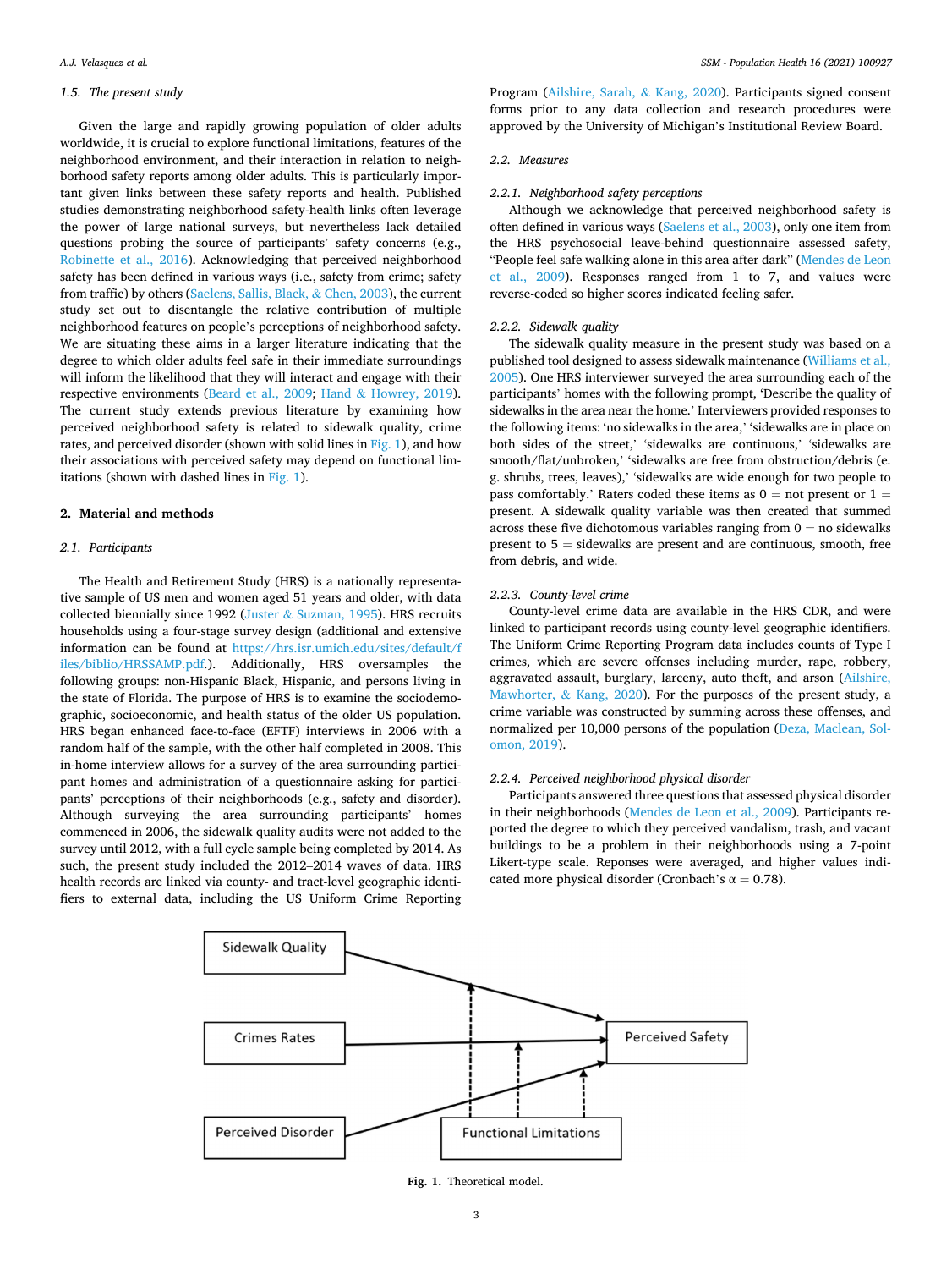### 1.5. The present study

Given the large and rapidly growing population of older adults worldwide, it is crucial to explore functional limitations, features of the neighborhood environment, and their interaction in relation to neighborhood safety reports among older adults. This is particularly important given links between these safety reports and health. Published studies demonstrating neighborhood safety-health links often leverage the power of large national surveys, but nevertheless lack detailed questions probing the source of participants' safety concerns (e.g., Robinette et al., 2016). Acknowledging that perceived neighborhood safety has been defined in various ways (i.e., safety from crime; safety from traffic) by others (Saelens, Sallis, Black, & Chen, 2003), the current study set out to disentangle the relative contribution of multiple neighborhood features on people's perceptions of neighborhood safety. We are situating these aims in a larger literature indicating that the degree to which older adults feel safe in their immediate surroundings will inform the likelihood that they will interact and engage with their respective environments (Beard et al., 2009; Hand & Howrey, 2019). The current study extends previous literature by examining how perceived neighborhood safety is related to sidewalk quality, crime rates, and perceived disorder (shown with solid lines in Fig. 1), and how their associations with perceived safety may depend on functional limitations (shown with dashed lines in Fig. 1).

## 2. Material and methods

### 2.1. Participants

The Health and Retirement Study (HRS) is a nationally representative sample of US men and women aged 51 years and older, with data collected biennially since 1992 (Juster & Suzman, 1995). HRS recruits households using a four-stage survey design (additional and extensive information can be found at https://hrs.isr.umich.edu/sites/default/files/biblio/HRSSAMP.pdf.). Additionally, HRS oversamples the following groups: non-Hispanic Black, Hispanic, and persons living in the state of Florida. The purpose of HRS is to examine the sociodemographic, socioeconomic, and health status of the older US population. HRS began enhanced face-to-face (EFTF) interviews in 2006 with a random half of the sample, with the other half completed in 2008. This in-home interview allows for a survey of the area surrounding participant homes and administration of a questionnaire asking for participants' perceptions of their neighborhoods (e.g., safety and disorder). Although surveying the area surrounding participants' homes commenced in 2006, the sidewalk quality audits were not added to the survey until 2012, with a full cycle sample being completed by 2014. As such, the present study included the 2012–2014 waves of data. HRS health records are linked via county- and tract-level geographic identifiers to external data, including the US Uniform Crime Reporting Program (Ailshire, Sarah, & Kang, 2020). Participants signed consent forms prior to any data collection and research procedures were approved by the University of Michigan's Institutional Review Board.

### 2.2. Measures

#### 2.2.1. Neighborhood safety perceptions

Although we acknowledge that perceived neighborhood safety is often defined in various ways (Saelens et al., 2003), only one item from the HRS psychosocial leave-behind questionnaire assessed safety, "People feel safe walking alone in this area after dark" (Mendes de Leon et al., 2009). Responses ranged from 1 to 7, and values were reverse-coded so higher scores indicated feeling safer.

#### 2.2.2. Sidewalk quality

The sidewalk quality measure in the present study was based on a published tool designed to assess sidewalk maintenance (Williams et al., 2005). One HRS interviewer surveyed the area surrounding each of the participants' homes with the following prompt, 'Describe the quality of sidewalks in the area near the home.' Interviewers provided responses to the following items: 'no sidewalks in the area,' 'sidewalks are in place on both sides of the street,' 'sidewalks are continuous,' 'sidewalks are smooth/flat/unbroken,' 'sidewalks are free from obstruction/debris (e.g. shrubs, trees, leaves),' 'sidewalks are wide enough for two people to pass comfortably.' Raters coded these items as 0 = not present or 1 = present. A sidewalk quality variable was then created that summed across these five dichotomous variables ranging from 0 = no sidewalks present to 5 = sidewalks are present and are continuous, smooth, free from debris, and wide.

#### 2.2.3. County-level crime

County-level crime data are available in the HRS CDR, and were linked to participant records using county-level geographic identifiers. The Uniform Crime Reporting Program data includes counts of Type I crimes, which are severe offenses including murder, rape, robbery, aggravated assault, burglary, larceny, auto theft, and arson (Ailshire, Mawhorter, & Kang, 2020). For the purposes of the present study, a crime variable was constructed by summing across these offenses, and normalized per 10,000 persons of the population (Deza, Maclean, Solomon, 2019).

#### 2.2.4. Perceived neighborhood physical disorder

Participants answered three questions that assessed physical disorder in their neighborhoods (Mendes de Leon et al., 2009). Participants reported the degree to which they perceived vandalism, trash, and vacant buildings to be a problem in their neighborhoods using a 7-point Likert-type scale. Reponses were averaged, and higher values indicated more physical disorder (Cronbach's α = 0.78).

**Fig. 1.** Theoretical model.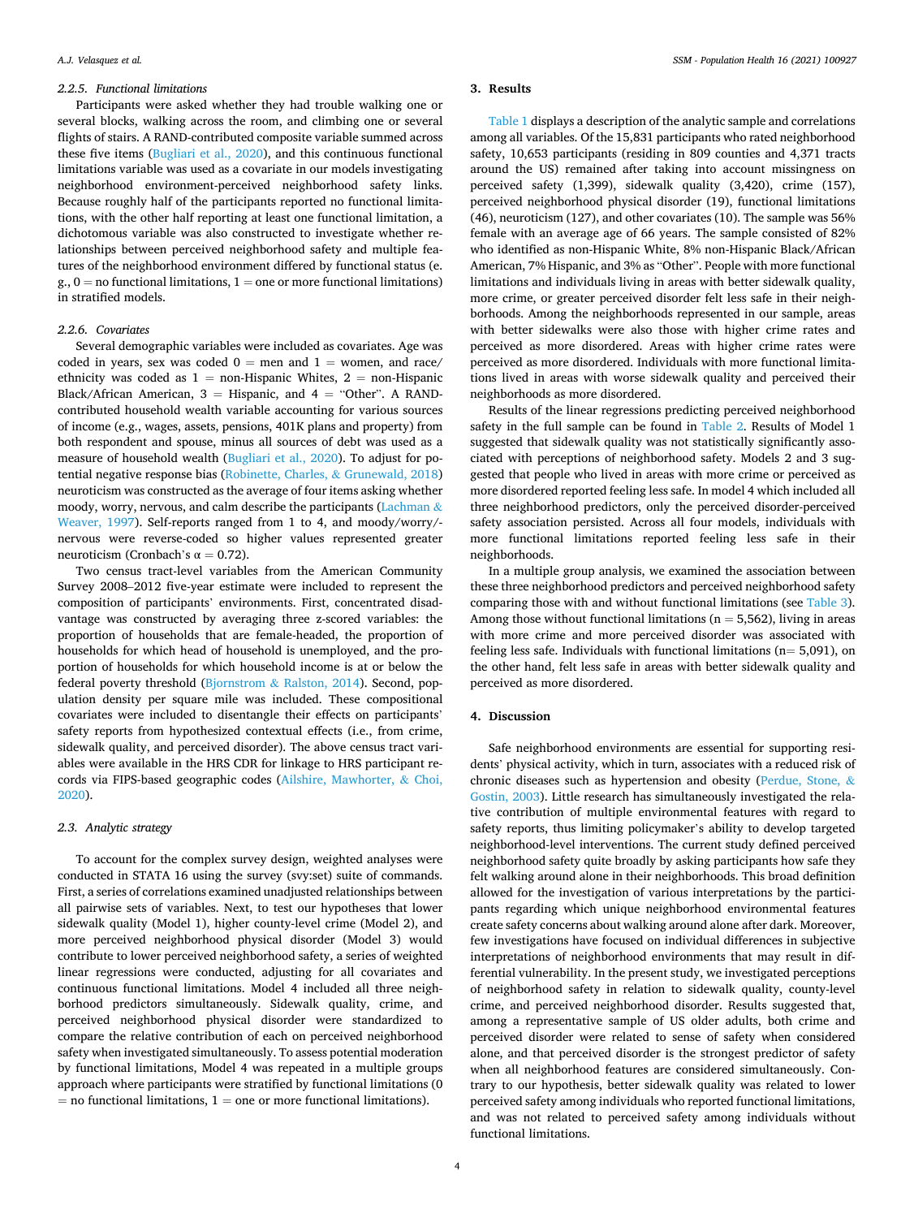#### 2.2.5. Functional limitations

Participants were asked whether they had trouble walking one or several blocks, walking across the room, and climbing one or several flights of stairs. A RAND-contributed composite variable summed across these five items (Bugliari et al., 2020), and this continuous functional limitations variable was used as a covariate in our models investigating neighborhood environment-perceived neighborhood safety links. Because roughly half of the participants reported no functional limitations, with the other half reporting at least one functional limitation, a dichotomous variable was also constructed to investigate whether relationships between perceived neighborhood safety and multiple features of the neighborhood environment differed by functional status (e.g., 0 = no functional limitations, 1 = one or more functional limitations) in stratified models.

#### 2.2.6. Covariates

Several demographic variables were included as covariates. Age was coded in years, sex was coded 0 = men and 1 = women, and race/ethnicity was coded as 1 = non-Hispanic Whites, 2 = non-Hispanic Black/African American, 3 = Hispanic, and 4 = "Other". A RAND-contributed household wealth variable accounting for various sources of income (e.g., wages, assets, pensions, 401K plans and property) from both respondent and spouse, minus all sources of debt was used as a measure of household wealth (Bugliari et al., 2020). To adjust for potential negative response bias (Robinette, Charles, & Grunewald, 2018) neuroticism was constructed as the average of four items asking whether moody, worry, nervous, and calm describe the participants (Lachman & Weaver, 1997). Self-reports ranged from 1 to 4, and moody/worry/nervous were reverse-coded so higher values represented greater neuroticism (Cronbach's $\alpha = 0.72$).

Two census tract-level variables from the American Community Survey 2008–2012 five-year estimate were included to represent the composition of participants' environments. First, concentrated disadvantage was constructed by averaging three z-scored variables: the proportion of households that are female-headed, the proportion of households for which head of household is unemployed, and the proportion of households for which household income is at or below the federal poverty threshold (Bjornstrom & Ralston, 2014). Second, population density per square mile was included. These compositional covariates were included to disentangle their effects on participants' safety reports from hypothesized contextual effects (i.e., from crime, sidewalk quality, and perceived disorder). The above census tract variables were available in the HRS CDR for linkage to HRS participant records via FIPS-based geographic codes (Ailshire, Mawhorter, & Choi, 2020).

### 2.3. Analytic strategy

To account for the complex survey design, weighted analyses were conducted in STATA 16 using the survey (svy:set) suite of commands. First, a series of correlations examined unadjusted relationships between all pairwise sets of variables. Next, to test our hypotheses that lower sidewalk quality (Model 1), higher county-level crime (Model 2), and more perceived neighborhood physical disorder (Model 3) would contribute to lower perceived neighborhood safety, a series of weighted linear regressions were conducted, adjusting for all covariates and continuous functional limitations. Model 4 included all three neighborhood predictors simultaneously. Sidewalk quality, crime, and perceived neighborhood physical disorder were standardized to compare the relative contribution of each on perceived neighborhood safety when investigated simultaneously. To assess potential moderation by functional limitations, Model 4 was repeated in a multiple groups approach where participants were stratified by functional limitations (0 = no functional limitations, 1 = one or more functional limitations).

## 3. Results

Table 1 displays a description of the analytic sample and correlations among all variables. Of the 15,831 participants who rated neighborhood safety, 10,653 participants (residing in 809 counties and 4,371 tracts around the US) remained after taking into account missingness on perceived safety (1,399), sidewalk quality (3,420), crime (157), perceived neighborhood physical disorder (19), functional limitations (46), neuroticism (127), and other covariates (10). The sample was 56% female with an average age of 66 years. The sample consisted of 82% who identified as non-Hispanic White, 8% non-Hispanic Black/African American, 7% Hispanic, and 3% as "Other". People with more functional limitations and individuals living in areas with better sidewalk quality, more crime, or greater perceived disorder felt less safe in their neighborhoods. Among the neighborhoods represented in our sample, areas with better sidewalks were also those with higher crime rates and perceived as more disordered. Areas with higher crime rates were perceived as more disordered. Individuals with more functional limitations lived in areas with worse sidewalk quality and perceived their neighborhoods as more disordered.

Results of the linear regressions predicting perceived neighborhood safety in the full sample can be found in Table 2. Results of Model 1 suggested that sidewalk quality was not statistically significantly associated with perceptions of neighborhood safety. Models 2 and 3 suggested that people who lived in areas with more crime or perceived as more disordered reported feeling less safe. In model 4 which included all three neighborhood predictors, only the perceived disorder-perceived safety association persisted. Across all four models, individuals with more functional limitations reported feeling less safe in their neighborhoods.

In a multiple group analysis, we examined the association between these three neighborhood predictors and perceived neighborhood safety comparing those with and without functional limitations (see Table 3). Among those without functional limitations (n = 5,562), living in areas with more crime and more perceived disorder was associated with feeling less safe. Individuals with functional limitations (n= 5,091), on the other hand, felt less safe in areas with better sidewalk quality and perceived as more disordered.

## 4. Discussion

Safe neighborhood environments are essential for supporting residents' physical activity, which in turn, associates with a reduced risk of chronic diseases such as hypertension and obesity (Perdue, Stone, & Gostin, 2003). Little research has simultaneously investigated the relative contribution of multiple environmental features with regard to safety reports, thus limiting policymaker's ability to develop targeted neighborhood-level interventions. The current study defined perceived neighborhood safety quite broadly by asking participants how safe they felt walking around alone in their neighborhoods. This broad definition allowed for the investigation of various interpretations by the participants regarding which unique neighborhood environmental features create safety concerns about walking around alone after dark. Moreover, few investigations have focused on individual differences in subjective interpretations of neighborhood environments that may result in differential vulnerability. In the present study, we investigated perceptions of neighborhood safety in relation to sidewalk quality, county-level crime, and perceived neighborhood disorder. Results suggested that, among a representative sample of US older adults, both crime and perceived disorder were related to sense of safety when considered alone, and that perceived disorder is the strongest predictor of safety when all neighborhood features are considered simultaneously. Contrary to our hypothesis, better sidewalk quality was related to lower perceived safety among individuals who reported functional limitations, and was not related to perceived safety among individuals without functional limitations.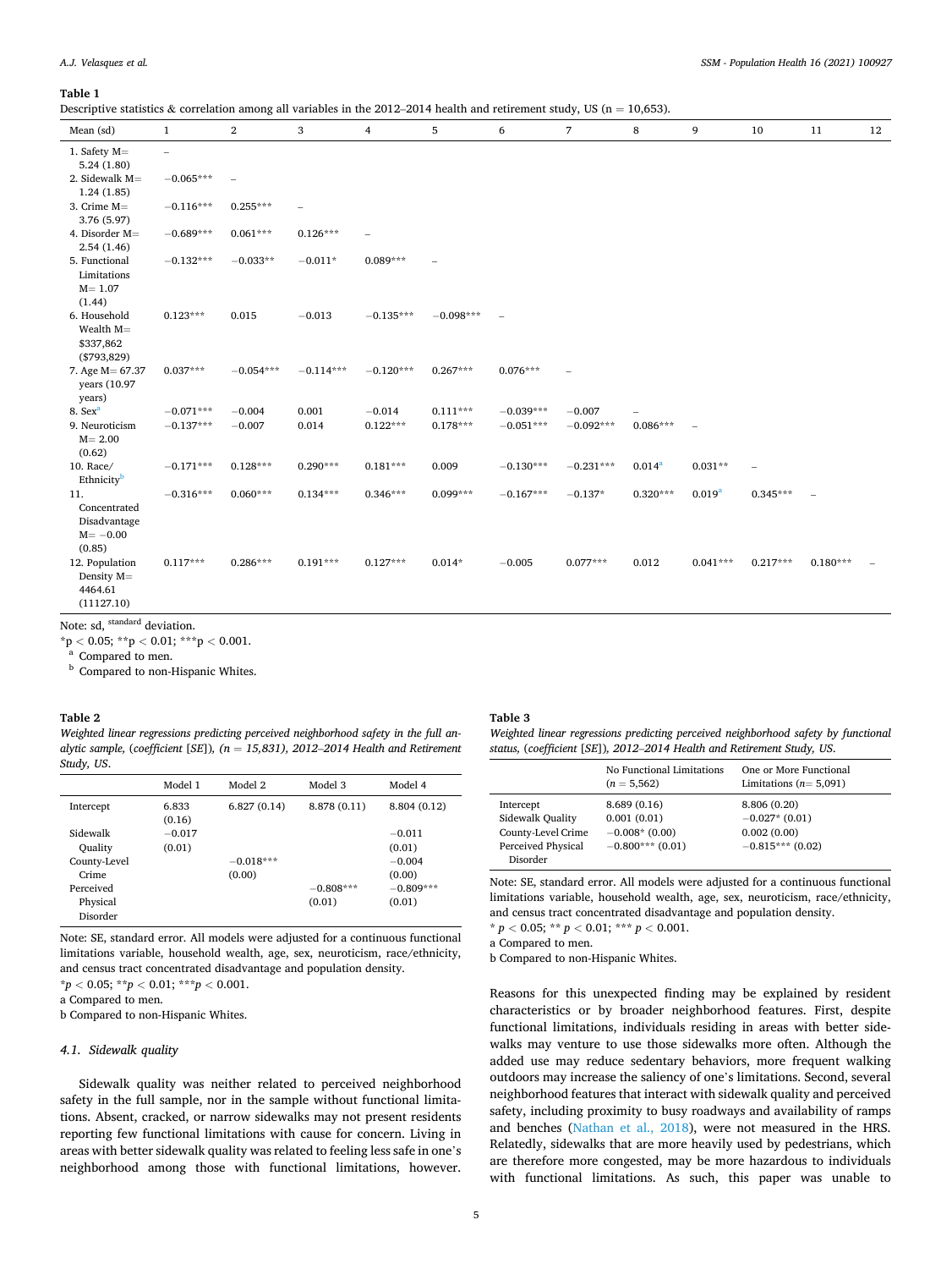**Table 1**

Descriptive statistics & correlation among all variables in the 2012–2014 health and retirement study, US (n = 10,653).

| Mean (sd) | 1 | 2 | 3 | 4 | 5 | 6 | 7 | 8 | 9 | 10 | 11 | 12 |
|---|---|---|---|---|---|---|---|---|---|---|---|---|
| 1. Safety M= 5.24 (1.80) | – | | | | | | | | | | | |
| 2. Sidewalk M= 1.24 (1.85) | −0.065*** | – | | | | | | | | | | |
| 3. Crime M= 3.76 (5.97) | −0.116*** | 0.255*** | – | | | | | | | | | |
| 4. Disorder M= 2.54 (1.46) | −0.689*** | 0.061*** | 0.126*** | – | | | | | | | | |
| 5. Functional Limitations M= 1.07 (1.44) | −0.132*** | −0.033** | −0.011* | 0.089*** | – | | | | | | | |
| 6. Household Wealth M= $337,862 ($793,829) | 0.123*** | 0.015 | −0.013 | −0.135*** | −0.098*** | – | | | | | | |
| 7. Age M= 67.37 years (10.97 years) | 0.037*** | −0.054*** | −0.114*** | −0.120*** | 0.267*** | 0.076*** | – | | | | | |
| 8. Sex[a] | −0.071*** | −0.004 | 0.001 | −0.014 | 0.111*** | −0.039*** | −0.007 | – | | | | |
| 9. Neuroticism M= 2.00 (0.62) | −0.137*** | −0.007 | 0.014 | 0.122*** | 0.178*** | −0.051*** | −0.092*** | 0.086*** | – | | | |
| 10. Race/ Ethnicity[b] | −0.171*** | 0.128*** | 0.290*** | 0.181*** | 0.009 | −0.130*** | −0.231*** | 0.014[a] | 0.031** | – | | |
| 11. Concentrated Disadvantage M= −0.00 (0.85) | −0.316*** | 0.060*** | 0.134*** | 0.346*** | 0.099*** | −0.167*** | −0.137* | 0.320*** | 0.019[a] | 0.345*** | – | |
| 12. Population Density M= 4464.61 (11127.10) | 0.117*** | 0.286*** | 0.191*** | 0.127*** | 0.014* | −0.005 | 0.077*** | 0.012 | 0.041*** | 0.217*** | 0.180*** | – |

Note: sd, standard deviation.

*p < 0.05; **p < 0.01; ***p < 0.001.

[a] Compared to men.

[b] Compared to non-Hispanic Whites.

**Table 2**

*Weighted linear regressions predicting perceived neighborhood safety in the full analytic sample, (coefficient [SE]), (n = 15,831), 2012–2014 Health and Retirement Study, US.*

| | Model 1 | Model 2 | Model 3 | Model 4 |
|---|---|---|---|---|
| Intercept | 6.833 (0.16) | 6.827 (0.14) | 8.878 (0.11) | 8.804 (0.12) |
| Sidewalk Quality | −0.017 (0.01) | | | −0.011 (0.01) |
| County-Level Crime | | −0.018*** (0.00) | | −0.004 (0.00) |
| Perceived Physical Disorder | | | −0.808*** (0.01) | −0.809*** (0.01) |

Note: SE, standard error. All models were adjusted for a continuous functional limitations variable, household wealth, age, sex, neuroticism, race/ethnicity, and census tract concentrated disadvantage and population density.

*p < 0.05; **p < 0.01; ***p < 0.001.

a Compared to men.

b Compared to non-Hispanic Whites.

**Table 3**

*Weighted linear regressions predicting perceived neighborhood safety by functional status, (coefficient [SE]), 2012–2014 Health and Retirement Study, US.*

| | No Functional Limitations (n = 5,562) | One or More Functional Limitations (n= 5,091) |
|---|---|---|
| Intercept | 8.689 (0.16) | 8.806 (0.20) |
| Sidewalk Quality | 0.001 (0.01) | −0.027* (0.01) |
| County-Level Crime | −0.008* (0.00) | 0.002 (0.00) |
| Perceived Physical Disorder | −0.800*** (0.01) | −0.815*** (0.02) |

Note: SE, standard error. All models were adjusted for a continuous functional limitations variable, household wealth, age, sex, neuroticism, race/ethnicity, and census tract concentrated disadvantage and population density.

* p < 0.05; ** p < 0.01; *** p < 0.001.

a Compared to men.

b Compared to non-Hispanic Whites.

### 4.1. Sidewalk quality

Sidewalk quality was neither related to perceived neighborhood safety in the full sample, nor in the sample without functional limitations. Absent, cracked, or narrow sidewalks may not present residents reporting few functional limitations with cause for concern. Living in areas with better sidewalk quality was related to feeling less safe in one's neighborhood among those with functional limitations, however. Reasons for this unexpected finding may be explained by resident characteristics or by broader neighborhood features. First, despite functional limitations, individuals residing in areas with better sidewalks may venture to use those sidewalks more often. Although the added use may reduce sedentary behaviors, more frequent walking outdoors may increase the saliency of one's limitations. Second, several neighborhood features that interact with sidewalk quality and perceived safety, including proximity to busy roadways and availability of ramps and benches (Nathan et al., 2018), were not measured in the HRS. Relatedly, sidewalks that are more heavily used by pedestrians, which are therefore more congested, may be more hazardous to individuals with functional limitations. As such, this paper was unable to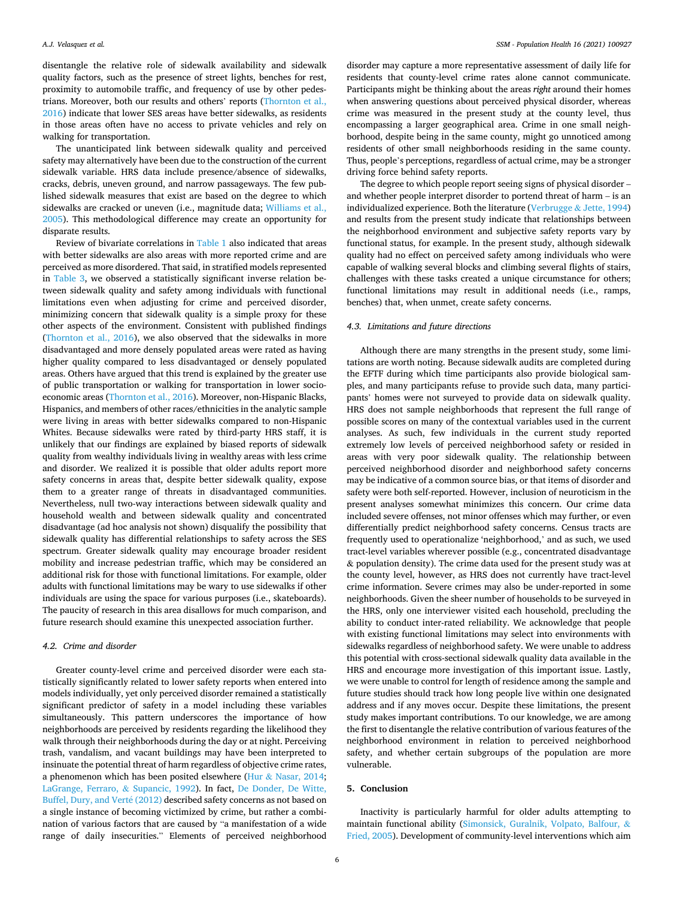disentangle the relative role of sidewalk availability and sidewalk quality factors, such as the presence of street lights, benches for rest, proximity to automobile traffic, and frequency of use by other pedestrians. Moreover, both our results and others' reports (Thornton et al., 2016) indicate that lower SES areas have better sidewalks, as residents in those areas often have no access to private vehicles and rely on walking for transportation.

The unanticipated link between sidewalk quality and perceived safety may alternatively have been due to the construction of the current sidewalk variable. HRS data include presence/absence of sidewalks, cracks, debris, uneven ground, and narrow passageways. The few published sidewalk measures that exist are based on the degree to which sidewalks are cracked or uneven (i.e., magnitude data; Williams et al., 2005). This methodological difference may create an opportunity for disparate results.

Review of bivariate correlations in Table 1 also indicated that areas with better sidewalks are also areas with more reported crime and are perceived as more disordered. That said, in stratified models represented in Table 3, we observed a statistically significant inverse relation between sidewalk quality and safety among individuals with functional limitations even when adjusting for crime and perceived disorder, minimizing concern that sidewalk quality is a simple proxy for these other aspects of the environment. Consistent with published findings (Thornton et al., 2016), we also observed that the sidewalks in more disadvantaged and more densely populated areas were rated as having higher quality compared to less disadvantaged or densely populated areas. Others have argued that this trend is explained by the greater use of public transportation or walking for transportation in lower socioeconomic areas (Thornton et al., 2016). Moreover, non-Hispanic Blacks, Hispanics, and members of other races/ethnicities in the analytic sample were living in areas with better sidewalks compared to non-Hispanic Whites. Because sidewalks were rated by third-party HRS staff, it is unlikely that our findings are explained by biased reports of sidewalk quality from wealthy individuals living in wealthy areas with less crime and disorder. We realized it is possible that older adults report more safety concerns in areas that, despite better sidewalk quality, expose them to a greater range of threats in disadvantaged communities. Nevertheless, null two-way interactions between sidewalk quality and household wealth and between sidewalk quality and concentrated disadvantage (ad hoc analysis not shown) disqualify the possibility that sidewalk quality has differential relationships to safety across the SES spectrum. Greater sidewalk quality may encourage broader resident mobility and increase pedestrian traffic, which may be considered an additional risk for those with functional limitations. For example, older adults with functional limitations may be wary to use sidewalks if other individuals are using the space for various purposes (i.e., skateboards). The paucity of research in this area disallows for much comparison, and future research should examine this unexpected association further.

### 4.2. Crime and disorder

Greater county-level crime and perceived disorder were each statistically significantly related to lower safety reports when entered into models individually, yet only perceived disorder remained a statistically significant predictor of safety in a model including these variables simultaneously. This pattern underscores the importance of how neighborhoods are perceived by residents regarding the likelihood they walk through their neighborhoods during the day or at night. Perceiving trash, vandalism, and vacant buildings may have been interpreted to insinuate the potential threat of harm regardless of objective crime rates, a phenomenon which has been posited elsewhere (Hur & Nasar, 2014; LaGrange, Ferraro, & Supancic, 1992). In fact, De Donder, De Witte, Buffel, Dury, and Verté (2012) described safety concerns as not based on a single instance of becoming victimized by crime, but rather a combination of various factors that are caused by "a manifestation of a wide range of daily insecurities." Elements of perceived neighborhood disorder may capture a more representative assessment of daily life for residents that county-level crime rates alone cannot communicate. Participants might be thinking about the areas *right* around their homes when answering questions about perceived physical disorder, whereas crime was measured in the present study at the county level, thus encompassing a larger geographical area. Crime in one small neighborhood, despite being in the same county, might go unnoticed among residents of other small neighborhoods residing in the same county. Thus, people's perceptions, regardless of actual crime, may be a stronger driving force behind safety reports.

The degree to which people report seeing signs of physical disorder – and whether people interpret disorder to portend threat of harm – is an individualized experience. Both the literature (Verbrugge & Jette, 1994) and results from the present study indicate that relationships between the neighborhood environment and subjective safety reports vary by functional status, for example. In the present study, although sidewalk quality had no effect on perceived safety among individuals who were capable of walking several blocks and climbing several flights of stairs, challenges with these tasks created a unique circumstance for others; functional limitations may result in additional needs (i.e., ramps, benches) that, when unmet, create safety concerns.

### 4.3. Limitations and future directions

Although there are many strengths in the present study, some limitations are worth noting. Because sidewalk audits are completed during the EFTF during which time participants also provide biological samples, and many participants refuse to provide such data, many participants' homes were not surveyed to provide data on sidewalk quality. HRS does not sample neighborhoods that represent the full range of possible scores on many of the contextual variables used in the current analyses. As such, few individuals in the current study reported extremely low levels of perceived neighborhood safety or resided in areas with very poor sidewalk quality. The relationship between perceived neighborhood disorder and neighborhood safety concerns may be indicative of a common source bias, or that items of disorder and safety were both self-reported. However, inclusion of neuroticism in the present analyses somewhat minimizes this concern. Our crime data included severe offenses, not minor offenses which may further, or even differentially predict neighborhood safety concerns. Census tracts are frequently used to operationalize 'neighborhood,' and as such, we used tract-level variables wherever possible (e.g., concentrated disadvantage & population density). The crime data used for the present study was at the county level, however, as HRS does not currently have tract-level crime information. Severe crimes may also be under-reported in some neighborhoods. Given the sheer number of households to be surveyed in the HRS, only one interviewer visited each household, precluding the ability to conduct inter-rated reliability. We acknowledge that people with existing functional limitations may select into environments with sidewalks regardless of neighborhood safety. We were unable to address this potential with cross-sectional sidewalk quality data available in the HRS and encourage more investigation of this important issue. Lastly, we were unable to control for length of residence among the sample and future studies should track how long people live within one designated address and if any moves occur. Despite these limitations, the present study makes important contributions. To our knowledge, we are among the first to disentangle the relative contribution of various features of the neighborhood environment in relation to perceived neighborhood safety, and whether certain subgroups of the population are more vulnerable.

## 5. Conclusion

Inactivity is particularly harmful for older adults attempting to maintain functional ability (Simonsick, Guralnik, Volpato, Balfour, & Fried, 2005). Development of community-level interventions which aim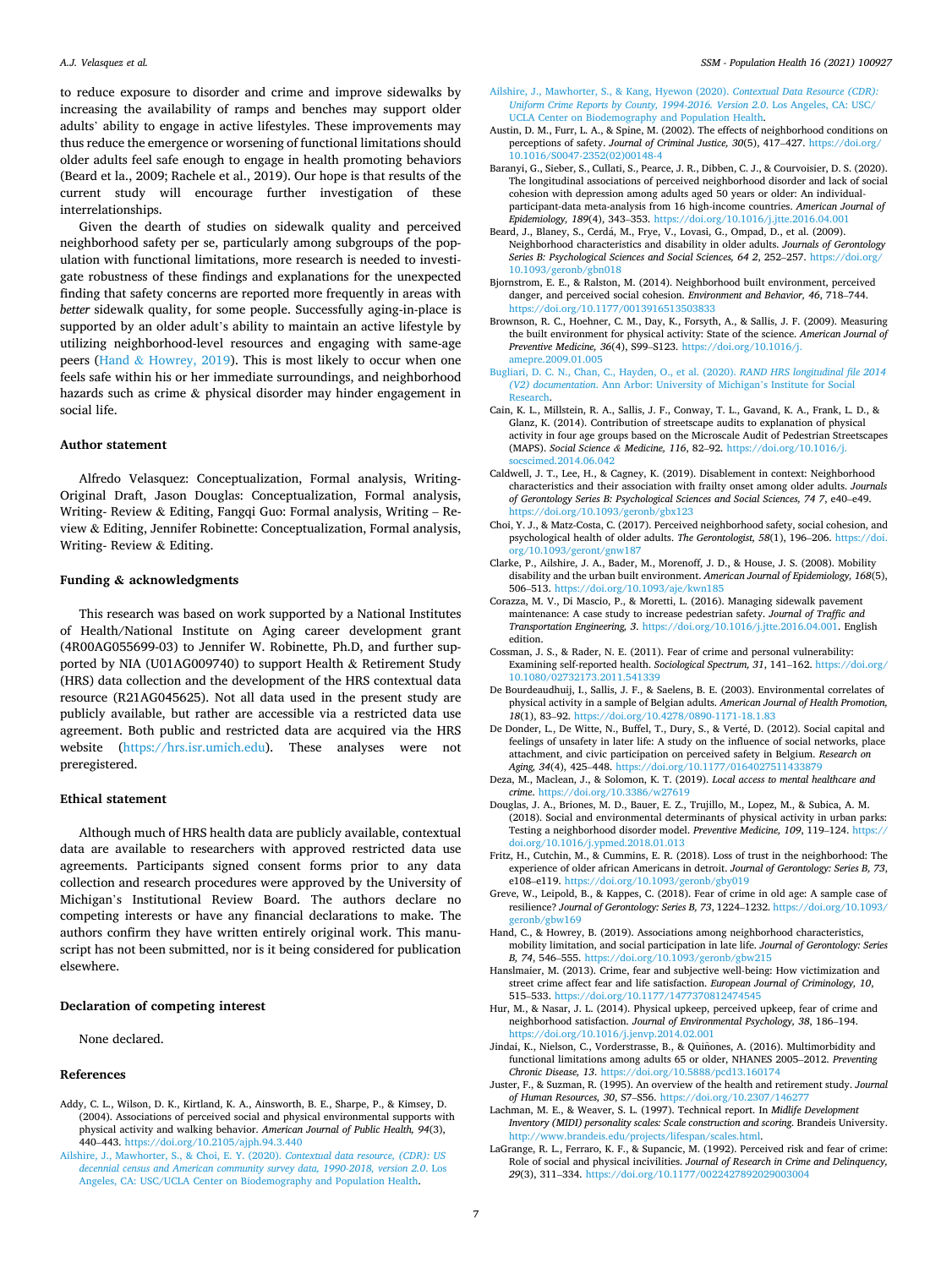to reduce exposure to disorder and crime and improve sidewalks by increasing the availability of ramps and benches may support older adults' ability to engage in active lifestyles. These improvements may thus reduce the emergence or worsening of functional limitations should older adults feel safe enough to engage in health promoting behaviors (Beard et la., 2009; Rachele et al., 2019). Our hope is that results of the current study will encourage further investigation of these interrelationships.

Given the dearth of studies on sidewalk quality and perceived neighborhood safety per se, particularly among subgroups of the population with functional limitations, more research is needed to investigate robustness of these findings and explanations for the unexpected finding that safety concerns are reported more frequently in areas with *better* sidewalk quality, for some people. Successfully aging-in-place is supported by an older adult's ability to maintain an active lifestyle by utilizing neighborhood-level resources and engaging with same-age peers (Hand & Howrey, 2019). This is most likely to occur when one feels safe within his or her immediate surroundings, and neighborhood hazards such as crime & physical disorder may hinder engagement in social life.

## Author statement

Alfredo Velasquez: Conceptualization, Formal analysis, Writing-Original Draft, Jason Douglas: Conceptualization, Formal analysis, Writing- Review & Editing, Fangqi Guo: Formal analysis, Writing – Review & Editing, Jennifer Robinette: Conceptualization, Formal analysis, Writing- Review & Editing.

## Funding & acknowledgments

This research was based on work supported by a National Institutes of Health/National Institute on Aging career development grant (4R00AG055699-03) to Jennifer W. Robinette, Ph.D, and further supported by NIA (U01AG009740) to support Health & Retirement Study (HRS) data collection and the development of the HRS contextual data resource (R21AG045625). Not all data used in the present study are publicly available, but rather are accessible via a restricted data use agreement. Both public and restricted data are acquired via the HRS website (https://hrs.isr.umich.edu). These analyses were not preregistered.

## Ethical statement

Although much of HRS health data are publicly available, contextual data are available to researchers with approved restricted data use agreements. Participants signed consent forms prior to any data collection and research procedures were approved by the University of Michigan's Institutional Review Board. The authors declare no competing interests or have any financial declarations to make. The authors confirm they have written entirely original work. This manuscript has not been submitted, nor is it being considered for publication elsewhere.

## Declaration of competing interest

None declared.

## References

Addy, C. L., Wilson, D. K., Kirtland, K. A., Ainsworth, B. E., Sharpe, P., & Kimsey, D. (2004). Associations of perceived social and physical environmental supports with physical activity and walking behavior. *American Journal of Public Health, 94*(3), 440–443. https://doi.org/10.2105/ajph.94.3.440

Ailshire, J., Mawhorter, S., & Choi, E. Y. (2020). *Contextual data resource, (CDR): US decennial census and American community survey data, 1990-2018, version 2.0*. Los Angeles, CA: USC/UCLA Center on Biodemography and Population Health.

Ailshire, J., Mawhorter, S., & Kang, Hyewon (2020). *Contextual Data Resource (CDR): Uniform Crime Reports by County, 1994-2016. Version 2.0*. Los Angeles, CA: USC/UCLA Center on Biodemography and Population Health.

Austin, D. M., Furr, L. A., & Spine, M. (2002). The effects of neighborhood conditions on perceptions of safety. *Journal of Criminal Justice, 30*(5), 417–427. https://doi.org/10.1016/S0047-2352(02)00148-4

Baranyi, G., Sieber, S., Cullati, S., Pearce, J. R., Dibben, C. J., & Courvoisier, D. S. (2020). The longitudinal associations of perceived neighborhood disorder and lack of social cohesion with depression among adults aged 50 years or older: An individual-participant-data meta-analysis from 16 high-income countries. *American Journal of Epidemiology, 189*(4), 343–353. https://doi.org/10.1016/j.jtte.2016.04.001

Beard, J., Blaney, S., Cerdá, M., Frye, V., Lovasi, G., Ompad, D., et al. (2009). Neighborhood characteristics and disability in older adults. *Journals of Gerontology Series B: Psychological Sciences and Social Sciences, 64 2*, 252–257. https://doi.org/10.1093/geronb/gbn018

Bjornstrom, E. E., & Ralston, M. (2014). Neighborhood built environment, perceived danger, and perceived social cohesion. *Environment and Behavior, 46*, 718–744. https://doi.org/10.1177/0013916513503833

Brownson, R. C., Hoehner, C. M., Day, K., Forsyth, A., & Sallis, J. F. (2009). Measuring the built environment for physical activity: State of the science. *American Journal of Preventive Medicine, 36*(4), S99–S123. https://doi.org/10.1016/j.amepre.2009.01.005

Bugliari, D. C. N., Chan, C., Hayden, O., et al. (2020). *RAND HRS longitudinal file 2014 (V2) documentation*. Ann Arbor: University of Michigan's Institute for Social Research.

Cain, K. L., Millstein, R. A., Sallis, J. F., Conway, T. L., Gavand, K. A., Frank, L. D., & Glanz, K. (2014). Contribution of streetscape audits to explanation of physical activity in four age groups based on the Microscale Audit of Pedestrian Streetscapes (MAPS). *Social Science & Medicine, 116*, 82–92. https://doi.org/10.1016/j.socscimed.2014.06.042

Caldwell, J. T., Lee, H., & Cagney, K. (2019). Disablement in context: Neighborhood characteristics and their association with frailty onset among older adults. *Journals of Gerontology Series B: Psychological Sciences and Social Sciences, 74 7*, e40–e49. https://doi.org/10.1093/geronb/gbx123

Choi, Y. J., & Matz-Costa, C. (2017). Perceived neighborhood safety, social cohesion, and psychological health of older adults. *The Gerontologist, 58*(1), 196–206. https://doi.org/10.1093/geront/gnw187

Clarke, P., Ailshire, J. A., Bader, M., Morenoff, J. D., & House, J. S. (2008). Mobility disability and the urban built environment. *American Journal of Epidemiology, 168*(5), 506–513. https://doi.org/10.1093/aje/kwn185

Corazza, M. V., Di Mascio, P., & Moretti, L. (2016). Managing sidewalk pavement maintenance: A case study to increase pedestrian safety. *Journal of Traffic and Transportation Engineering, 3*. https://doi.org/10.1016/j.jtte.2016.04.001. English edition.

Cossman, J. S., & Rader, N. E. (2011). Fear of crime and personal vulnerability: Examining self-reported health. *Sociological Spectrum, 31*, 141–162. https://doi.org/10.1080/02732173.2011.541339

De Bourdeaudhuij, I., Sallis, J. F., & Saelens, B. E. (2003). Environmental correlates of physical activity in a sample of Belgian adults. *American Journal of Health Promotion, 18*(1), 83–92. https://doi.org/10.4278/0890-1171-18.1.83

De Donder, L., De Witte, N., Buffel, T., Dury, S., & Verté, D. (2012). Social capital and feelings of unsafety in later life: A study on the influence of social networks, place attachment, and civic participation on perceived safety in Belgium. *Research on Aging, 34*(4), 425–448. https://doi.org/10.1177/0164027511433879

Deza, M., Maclean, J., & Solomon, K. T. (2019). *Local access to mental healthcare and crime*. https://doi.org/10.3386/w27619

Douglas, J. A., Briones, M. D., Bauer, E. Z., Trujillo, M., Lopez, M., & Subica, A. M. (2018). Social and environmental determinants of physical activity in urban parks: Testing a neighborhood disorder model. *Preventive Medicine, 109*, 119–124. https://doi.org/10.1016/j.ypmed.2018.01.013

Fritz, H., Cutchin, M., & Cummins, E. R. (2018). Loss of trust in the neighborhood: The experience of older african Americans in detroit. *Journal of Gerontology: Series B, 73*, e108–e119. https://doi.org/10.1093/geronb/gby019

Greve, W., Leipold, B., & Kappes, C. (2018). Fear of crime in old age: A sample case of resilience? *Journal of Gerontology: Series B, 73*, 1224–1232. https://doi.org/10.1093/geronb/gbw169

Hand, C., & Howrey, B. (2019). Associations among neighborhood characteristics, mobility limitation, and social participation in late life. *Journal of Gerontology: Series B, 74*, 546–555. https://doi.org/10.1093/geronb/gbw215

Hanslmaier, M. (2013). Crime, fear and subjective well-being: How victimization and street crime affect fear and life satisfaction. *European Journal of Criminology, 10*, 515–533. https://doi.org/10.1177/1477370812474545

Hur, M., & Nasar, J. L. (2014). Physical upkeep, perceived upkeep, fear of crime and neighborhood satisfaction. *Journal of Environmental Psychology, 38*, 186–194. https://doi.org/10.1016/j.jenvp.2014.02.001

Jindai, K., Nielson, C., Vorderstrasse, B., & Quiñones, A. (2016). Multimorbidity and functional limitations among adults 65 or older, NHANES 2005–2012. *Preventing Chronic Disease, 13*. https://doi.org/10.5888/pcd13.160174

Juster, F., & Suzman, R. (1995). An overview of the health and retirement study. *Journal of Human Resources, 30*, S7–S56. https://doi.org/10.2307/146277

Lachman, M. E., & Weaver, S. L. (1997). Technical report. In *Midlife Development Inventory (MIDI) personality scales: Scale construction and scoring*. Brandeis University. http://www.brandeis.edu/projects/lifespan/scales.html.

LaGrange, R. L., Ferraro, K. F., & Supancic, M. (1992). Perceived risk and fear of crime: Role of social and physical incivilities. *Journal of Research in Crime and Delinquency, 29*(3), 311–334. https://doi.org/10.1177/0022427892029003004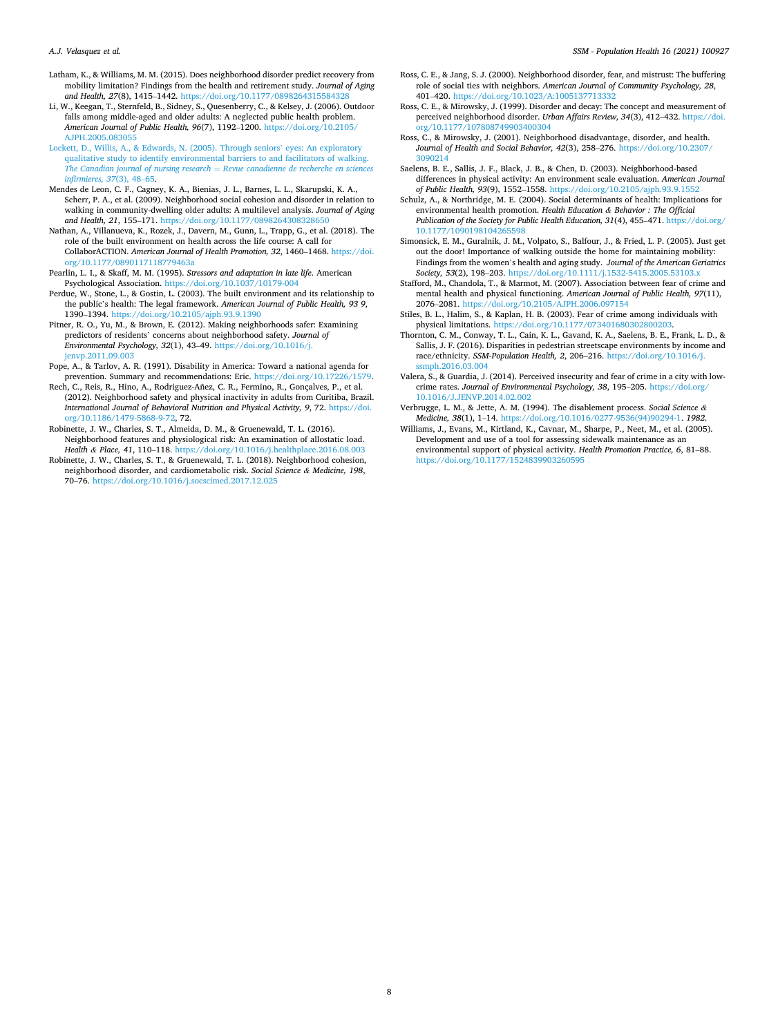Latham, K., & Williams, M. M. (2015). Does neighborhood disorder predict recovery from mobility limitation? Findings from the health and retirement study. *Journal of Aging and Health, 27*(8), 1415–1442. https://doi.org/10.1177/0898264315584328

Li, W., Keegan, T., Sternfeld, B., Sidney, S., Quesenberry, C., & Kelsey, J. (2006). Outdoor falls among middle-aged and older adults: A neglected public health problem. *American Journal of Public Health, 96*(7), 1192–1200. https://doi.org/10.2105/AJPH.2005.083055

Lockett, D., Willis, A., & Edwards, N. (2005). Through seniors' eyes: An exploratory qualitative study to identify environmental barriers to and facilitators of walking. *The Canadian journal of nursing research = Revue canadienne de recherche en sciences infirmieres, 37*(3), 48–65.

Mendes de Leon, C. F., Cagney, K. A., Bienias, J. L., Barnes, L. L., Skarupski, K. A., Scherr, P. A., et al. (2009). Neighborhood social cohesion and disorder in relation to walking in community-dwelling older adults: A multilevel analysis. *Journal of Aging and Health, 21*, 155–171. https://doi.org/10.1177/0898264308328650

Nathan, A., Villanueva, K., Rozek, J., Davern, M., Gunn, L., Trapp, G., et al. (2018). The role of the built environment on health across the life course: A call for CollaborACTION. *American Journal of Health Promotion, 32*, 1460–1468. https://doi.org/10.1177/0890117118779463a

Pearlin, L. I., & Skaff, M. M. (1995). *Stressors and adaptation in late life*. American Psychological Association. https://doi.org/10.1037/10179-004

Perdue, W., Stone, L., & Gostin, L. (2003). The built environment and its relationship to the public's health: The legal framework. *American Journal of Public Health, 93 9*, 1390–1394. https://doi.org/10.2105/ajph.93.9.1390

Pitner, R. O., Yu, M., & Brown, E. (2012). Making neighborhoods safer: Examining predictors of residents' concerns about neighborhood safety. *Journal of Environmental Psychology, 32*(1), 43–49. https://doi.org/10.1016/j.jenvp.2011.09.003

Pope, A., & Tarlov, A. R. (1991). Disability in America: Toward a national agenda for prevention. Summary and recommendations: Eric. https://doi.org/10.17226/1579.

Rech, C., Reis, R., Hino, A., Rodriguez-Añez, C. R., Fermino, R., Gonçalves, P., et al. (2012). Neighborhood safety and physical inactivity in adults from Curitiba, Brazil. *International Journal of Behavioral Nutrition and Physical Activity, 9*, 72. https://doi.org/10.1186/1479-5868-9-72, 72.

Robinette, J. W., Charles, S. T., Almeida, D. M., & Gruenewald, T. L. (2016). Neighborhood features and physiological risk: An examination of allostatic load. *Health & Place, 41*, 110–118. https://doi.org/10.1016/j.healthplace.2016.08.003

Robinette, J. W., Charles, S. T., & Gruenewald, T. L. (2018). Neighborhood cohesion, neighborhood disorder, and cardiometabolic risk. *Social Science & Medicine, 198*, 70–76. https://doi.org/10.1016/j.socscimed.2017.12.025

Ross, C. E., & Jang, S. J. (2000). Neighborhood disorder, fear, and mistrust: The buffering role of social ties with neighbors. *American Journal of Community Psychology, 28*, 401–420. https://doi.org/10.1023/A:1005137713332

Ross, C. E., & Mirowsky, J. (1999). Disorder and decay: The concept and measurement of perceived neighborhood disorder. *Urban Affairs Review, 34*(3), 412–432. https://doi.org/10.1177/107808749903400304

Ross, C., & Mirowsky, J. (2001). Neighborhood disadvantage, disorder, and health. *Journal of Health and Social Behavior, 42*(3), 258–276. https://doi.org/10.2307/3090214

Saelens, B. E., Sallis, J. F., Black, J. B., & Chen, D. (2003). Neighborhood-based differences in physical activity: An environment scale evaluation. *American Journal of Public Health, 93*(9), 1552–1558. https://doi.org/10.2105/ajph.93.9.1552

Schulz, A., & Northridge, M. E. (2004). Social determinants of health: Implications for environmental health promotion. *Health Education & Behavior : The Official Publication of the Society for Public Health Education, 31*(4), 455–471. https://doi.org/10.1177/1090198104265598

Simonsick, E. M., Guralnik, J. M., Volpato, S., Balfour, J., & Fried, L. P. (2005). Just get out the door! Importance of walking outside the home for maintaining mobility: Findings from the women's health and aging study. *Journal of the American Geriatrics Society, 53*(2), 198–203. https://doi.org/10.1111/j.1532-5415.2005.53103.x

Stafford, M., Chandola, T., & Marmot, M. (2007). Association between fear of crime and mental health and physical functioning. *American Journal of Public Health, 97*(11), 2076–2081. https://doi.org/10.2105/AJPH.2006.097154

Stiles, B. L., Halim, S., & Kaplan, H. B. (2003). Fear of crime among individuals with physical limitations. https://doi.org/10.1177/073401680302800203.

Thornton, C. M., Conway, T. L., Cain, K. L., Gavand, K. A., Saelens, B. E., Frank, L. D., & Sallis, J. F. (2016). Disparities in pedestrian streetscape environments by income and race/ethnicity. *SSM-Population Health, 2*, 206–216. https://doi.org/10.1016/j.ssmph.2016.03.004

Valera, S., & Guardia, J. (2014). Perceived insecurity and fear of crime in a city with low-crime rates. *Journal of Environmental Psychology, 38*, 195–205. https://doi.org/10.1016/J.JENVP.2014.02.002

Verbrugge, L. M., & Jette, A. M. (1994). The disablement process. *Social Science & Medicine, 38*(1), 1–14. https://doi.org/10.1016/0277-9536(94)90294-1. *1982*.

Williams, J., Evans, M., Kirtland, K., Cavnar, M., Sharpe, P., Neet, M., et al. (2005). Development and use of a tool for assessing sidewalk maintenance as an environmental support of physical activity. *Health Promotion Practice, 6*, 81–88. https://doi.org/10.1177/1524839903260595